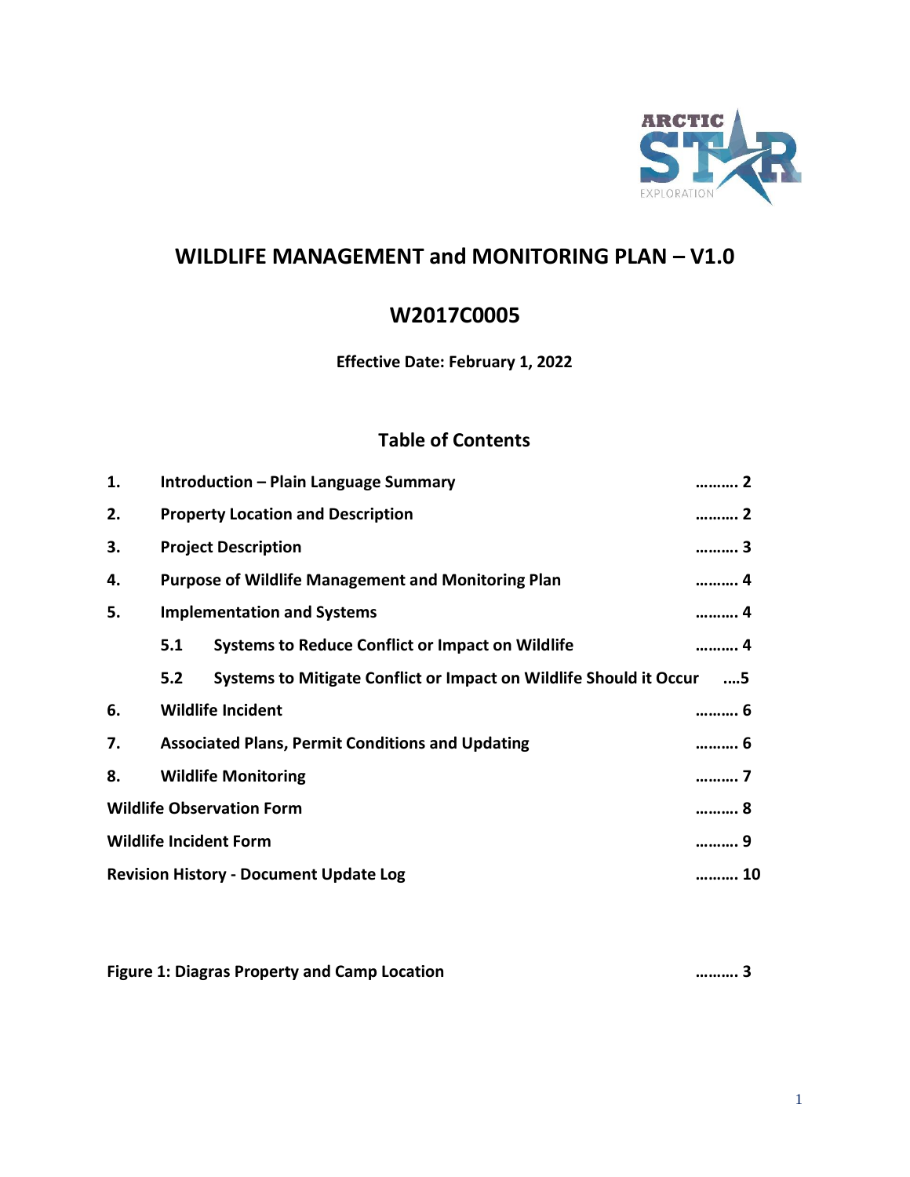# WILDLIFE MANAGEMENT and MONITORING PLAN – V1.0

## W2017C0005

**Effective Date: February 1, 2022**

## Table of Contents

| | | |
|---|---|---|
| **1.** | **Introduction – Plain Language Summary** | **………. 2** |
| **2.** | **Property Location and Description** | **………. 2** |
| **3.** | **Project Description** | **………. 3** |
| **4.** | **Purpose of Wildlife Management and Monitoring Plan** | **………. 4** |
| **5.** | **Implementation and Systems** | **………. 4** |
| | **5.1 Systems to Reduce Conflict or Impact on Wildlife** | **………. 4** |
| | **5.2 Systems to Mitigate Conflict or Impact on Wildlife Should it Occur** | **….5** |
| **6.** | **Wildlife Incident** | **………. 6** |
| **7.** | **Associated Plans, Permit Conditions and Updating** | **………. 6** |
| **8.** | **Wildlife Monitoring** | **………. 7** |
| **Wildlife Observation Form** | | **………. 8** |
| **Wildlife Incident Form** | | **………. 9** |
| **Revision History - Document Update Log** | | **………. 10** |

**Figure 1: Diagras Property and Camp Location** **………. 3**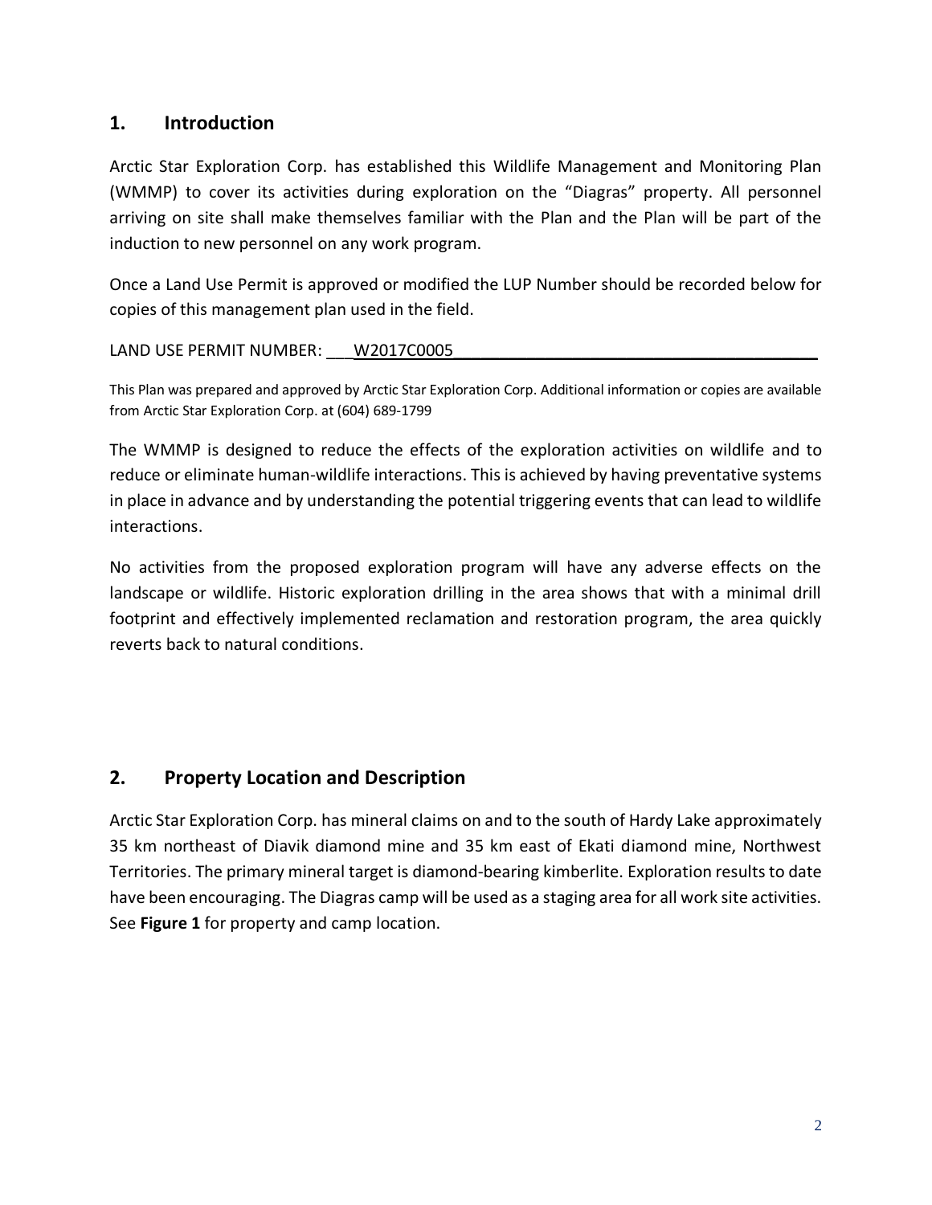## 1. Introduction

Arctic Star Exploration Corp. has established this Wildlife Management and Monitoring Plan (WMMP) to cover its activities during exploration on the "Diagras" property. All personnel arriving on site shall make themselves familiar with the Plan and the Plan will be part of the induction to new personnel on any work program.

Once a Land Use Permit is approved or modified the LUP Number should be recorded below for copies of this management plan used in the field.

LAND USE PERMIT NUMBER: ___W2017C0005_______________________________________

This Plan was prepared and approved by Arctic Star Exploration Corp. Additional information or copies are available from Arctic Star Exploration Corp. at (604) 689-1799

The WMMP is designed to reduce the effects of the exploration activities on wildlife and to reduce or eliminate human-wildlife interactions. This is achieved by having preventative systems in place in advance and by understanding the potential triggering events that can lead to wildlife interactions.

No activities from the proposed exploration program will have any adverse effects on the landscape or wildlife. Historic exploration drilling in the area shows that with a minimal drill footprint and effectively implemented reclamation and restoration program, the area quickly reverts back to natural conditions.

## 2. Property Location and Description

Arctic Star Exploration Corp. has mineral claims on and to the south of Hardy Lake approximately 35 km northeast of Diavik diamond mine and 35 km east of Ekati diamond mine, Northwest Territories. The primary mineral target is diamond-bearing kimberlite. Exploration results to date have been encouraging. The Diagras camp will be used as a staging area for all work site activities. See **Figure 1** for property and camp location.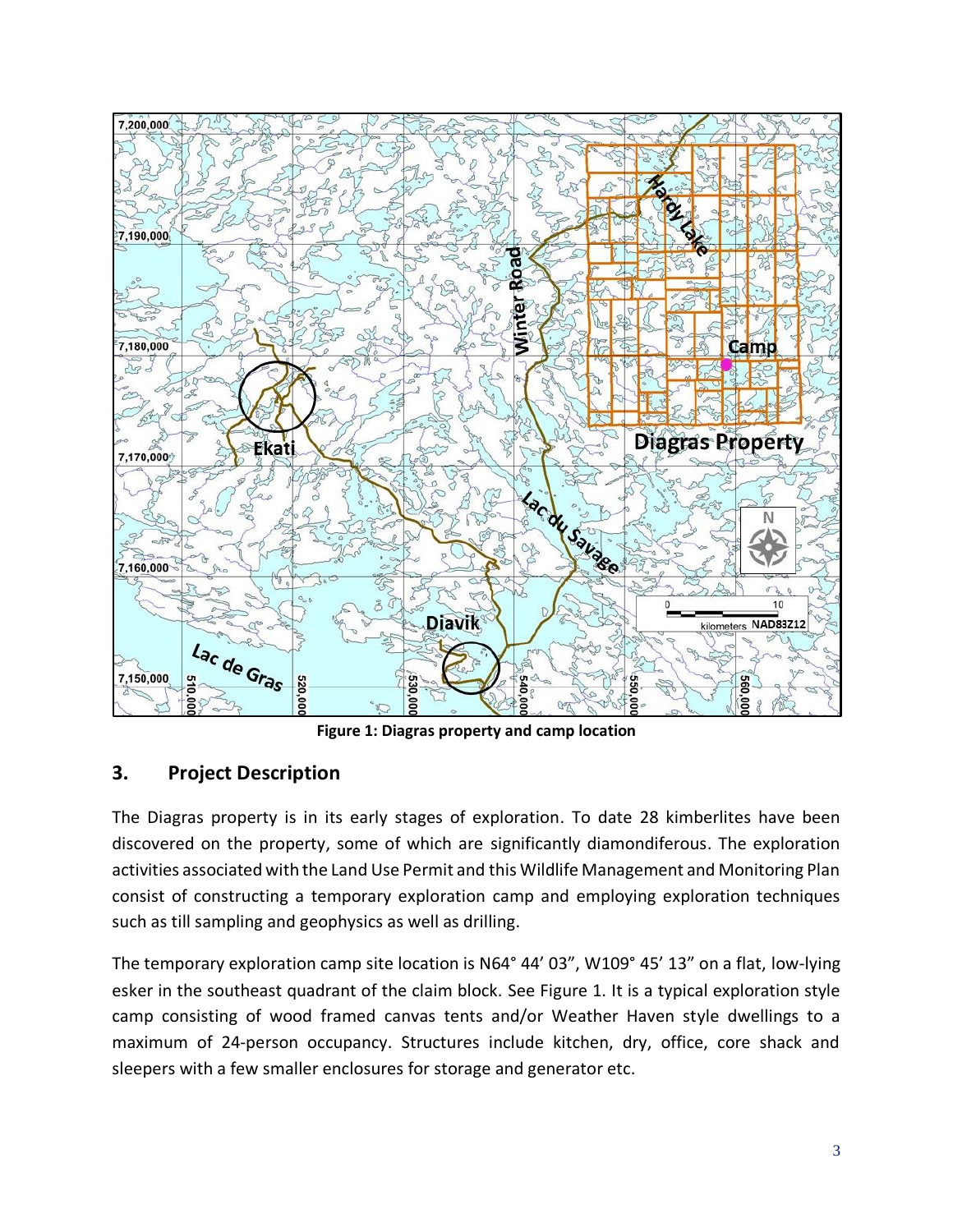Figure 1: Diagras property and camp location

## 3. Project Description

The Diagras property is in its early stages of exploration. To date 28 kimberlites have been discovered on the property, some of which are significantly diamondiferous. The exploration activities associated with the Land Use Permit and this Wildlife Management and Monitoring Plan consist of constructing a temporary exploration camp and employing exploration techniques such as till sampling and geophysics as well as drilling.

The temporary exploration camp site location is N64° 44' 03", W109° 45' 13" on a flat, low-lying esker in the southeast quadrant of the claim block. See Figure 1. It is a typical exploration style camp consisting of wood framed canvas tents and/or Weather Haven style dwellings to a maximum of 24-person occupancy. Structures include kitchen, dry, office, core shack and sleepers with a few smaller enclosures for storage and generator etc.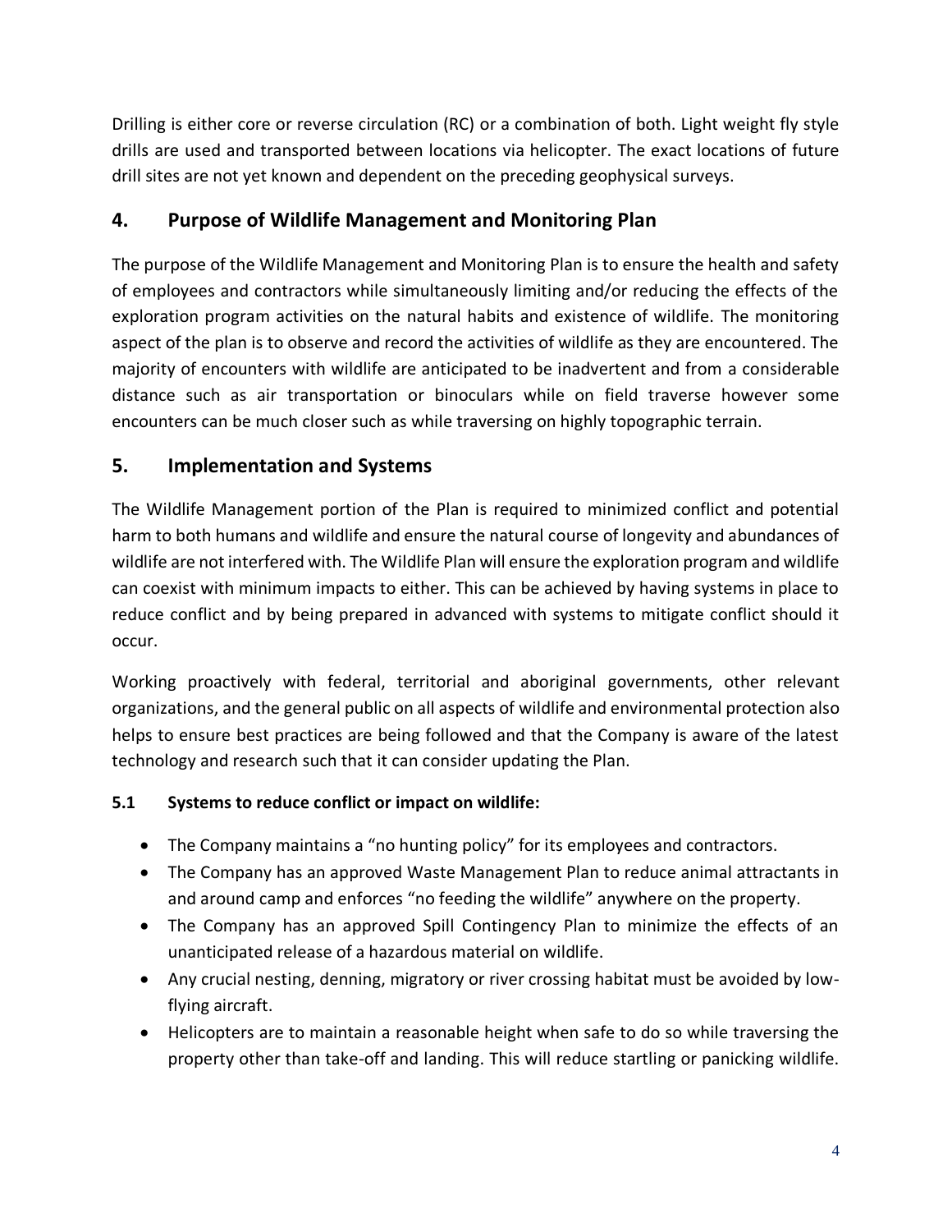Drilling is either core or reverse circulation (RC) or a combination of both. Light weight fly style drills are used and transported between locations via helicopter. The exact locations of future drill sites are not yet known and dependent on the preceding geophysical surveys.

## 4. Purpose of Wildlife Management and Monitoring Plan

The purpose of the Wildlife Management and Monitoring Plan is to ensure the health and safety of employees and contractors while simultaneously limiting and/or reducing the effects of the exploration program activities on the natural habits and existence of wildlife. The monitoring aspect of the plan is to observe and record the activities of wildlife as they are encountered. The majority of encounters with wildlife are anticipated to be inadvertent and from a considerable distance such as air transportation or binoculars while on field traverse however some encounters can be much closer such as while traversing on highly topographic terrain.

## 5. Implementation and Systems

The Wildlife Management portion of the Plan is required to minimized conflict and potential harm to both humans and wildlife and ensure the natural course of longevity and abundances of wildlife are not interfered with. The Wildlife Plan will ensure the exploration program and wildlife can coexist with minimum impacts to either. This can be achieved by having systems in place to reduce conflict and by being prepared in advanced with systems to mitigate conflict should it occur.

Working proactively with federal, territorial and aboriginal governments, other relevant organizations, and the general public on all aspects of wildlife and environmental protection also helps to ensure best practices are being followed and that the Company is aware of the latest technology and research such that it can consider updating the Plan.

### 5.1 Systems to reduce conflict or impact on wildlife:

- The Company maintains a "no hunting policy" for its employees and contractors.
- The Company has an approved Waste Management Plan to reduce animal attractants in and around camp and enforces "no feeding the wildlife" anywhere on the property.
- The Company has an approved Spill Contingency Plan to minimize the effects of an unanticipated release of a hazardous material on wildlife.
- Any crucial nesting, denning, migratory or river crossing habitat must be avoided by low-flying aircraft.
- Helicopters are to maintain a reasonable height when safe to do so while traversing the property other than take-off and landing. This will reduce startling or panicking wildlife.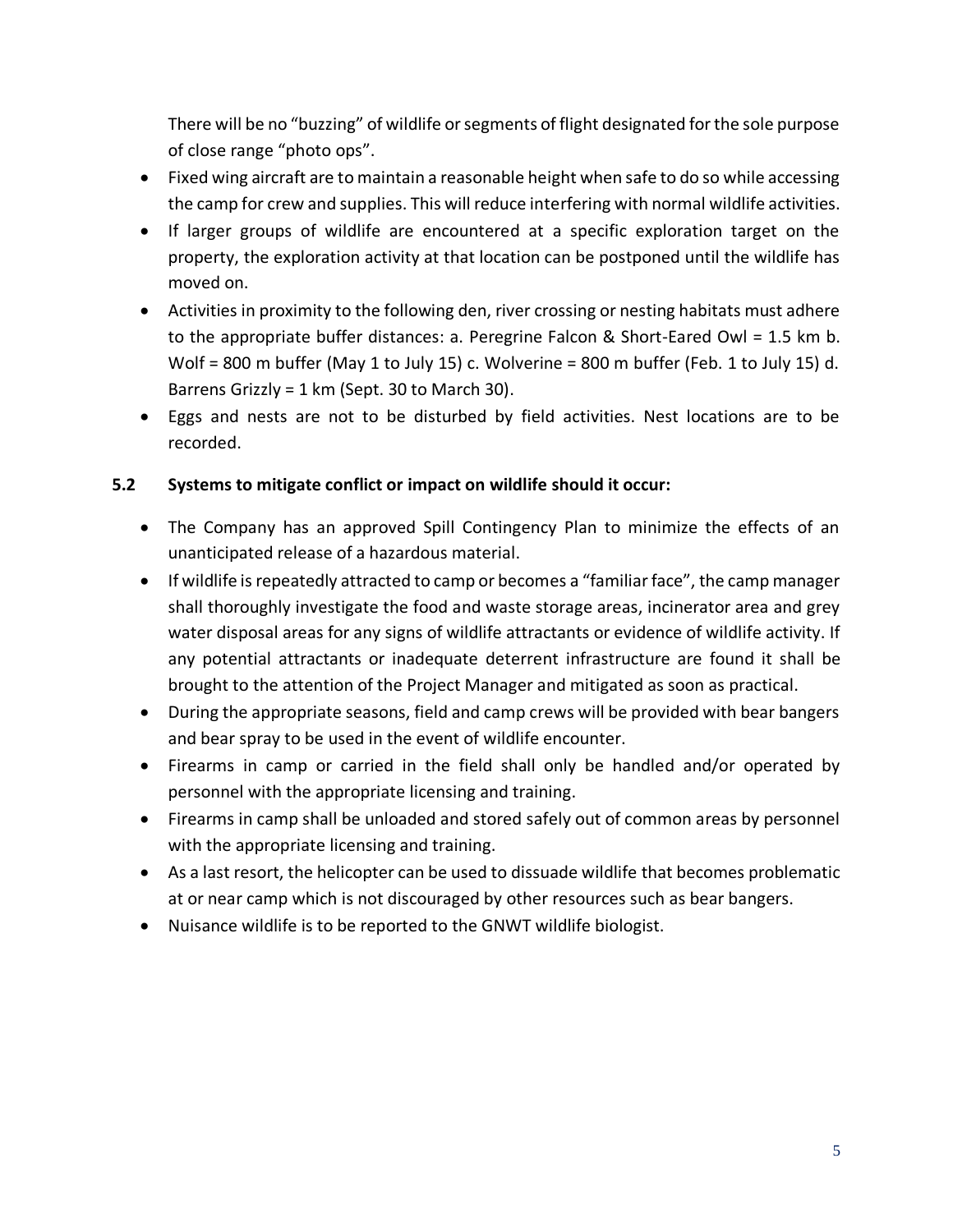There will be no “buzzing” of wildlife or segments of flight designated for the sole purpose of close range “photo ops”.

- Fixed wing aircraft are to maintain a reasonable height when safe to do so while accessing the camp for crew and supplies. This will reduce interfering with normal wildlife activities.
- If larger groups of wildlife are encountered at a specific exploration target on the property, the exploration activity at that location can be postponed until the wildlife has moved on.
- Activities in proximity to the following den, river crossing or nesting habitats must adhere to the appropriate buffer distances: a. Peregrine Falcon & Short-Eared Owl = 1.5 km b. Wolf = 800 m buffer (May 1 to July 15) c. Wolverine = 800 m buffer (Feb. 1 to July 15) d. Barrens Grizzly = 1 km (Sept. 30 to March 30).
- Eggs and nests are not to be disturbed by field activities. Nest locations are to be recorded.

### 5.2 Systems to mitigate conflict or impact on wildlife should it occur:

- The Company has an approved Spill Contingency Plan to minimize the effects of an unanticipated release of a hazardous material.
- If wildlife is repeatedly attracted to camp or becomes a “familiar face”, the camp manager shall thoroughly investigate the food and waste storage areas, incinerator area and grey water disposal areas for any signs of wildlife attractants or evidence of wildlife activity. If any potential attractants or inadequate deterrent infrastructure are found it shall be brought to the attention of the Project Manager and mitigated as soon as practical.
- During the appropriate seasons, field and camp crews will be provided with bear bangers and bear spray to be used in the event of wildlife encounter.
- Firearms in camp or carried in the field shall only be handled and/or operated by personnel with the appropriate licensing and training.
- Firearms in camp shall be unloaded and stored safely out of common areas by personnel with the appropriate licensing and training.
- As a last resort, the helicopter can be used to dissuade wildlife that becomes problematic at or near camp which is not discouraged by other resources such as bear bangers.
- Nuisance wildlife is to be reported to the GNWT wildlife biologist.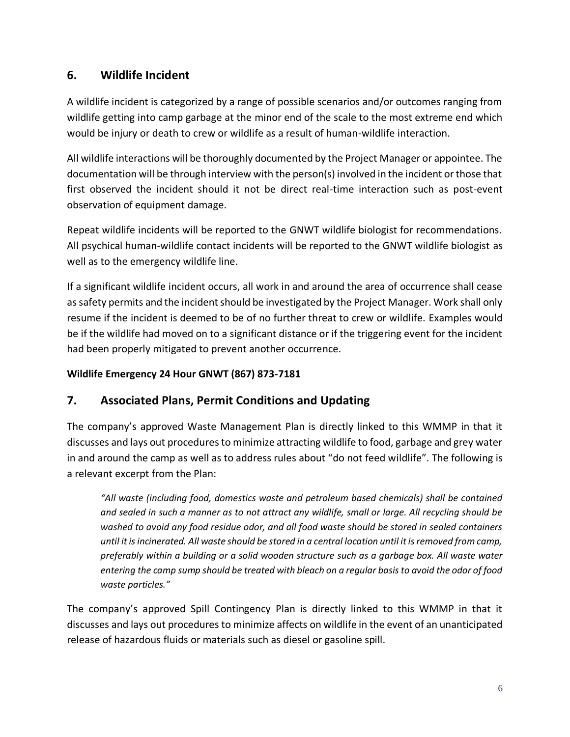## 6. Wildlife Incident

A wildlife incident is categorized by a range of possible scenarios and/or outcomes ranging from wildlife getting into camp garbage at the minor end of the scale to the most extreme end which would be injury or death to crew or wildlife as a result of human-wildlife interaction.

All wildlife interactions will be thoroughly documented by the Project Manager or appointee. The documentation will be through interview with the person(s) involved in the incident or those that first observed the incident should it not be direct real-time interaction such as post-event observation of equipment damage.

Repeat wildlife incidents will be reported to the GNWT wildlife biologist for recommendations. All psychical human-wildlife contact incidents will be reported to the GNWT wildlife biologist as well as to the emergency wildlife line.

If a significant wildlife incident occurs, all work in and around the area of occurrence shall cease as safety permits and the incident should be investigated by the Project Manager. Work shall only resume if the incident is deemed to be of no further threat to crew or wildlife. Examples would be if the wildlife had moved on to a significant distance or if the triggering event for the incident had been properly mitigated to prevent another occurrence.

**Wildlife Emergency 24 Hour GNWT (867) 873-7181**

## 7. Associated Plans, Permit Conditions and Updating

The company's approved Waste Management Plan is directly linked to this WMMP in that it discusses and lays out procedures to minimize attracting wildlife to food, garbage and grey water in and around the camp as well as to address rules about "do not feed wildlife". The following is a relevant excerpt from the Plan:

> *"All waste (including food, domestics waste and petroleum based chemicals) shall be contained and sealed in such a manner as to not attract any wildlife, small or large. All recycling should be washed to avoid any food residue odor, and all food waste should be stored in sealed containers until it is incinerated. All waste should be stored in a central location until it is removed from camp, preferably within a building or a solid wooden structure such as a garbage box. All waste water entering the camp sump should be treated with bleach on a regular basis to avoid the odor of food waste particles."*

The company's approved Spill Contingency Plan is directly linked to this WMMP in that it discusses and lays out procedures to minimize affects on wildlife in the event of an unanticipated release of hazardous fluids or materials such as diesel or gasoline spill.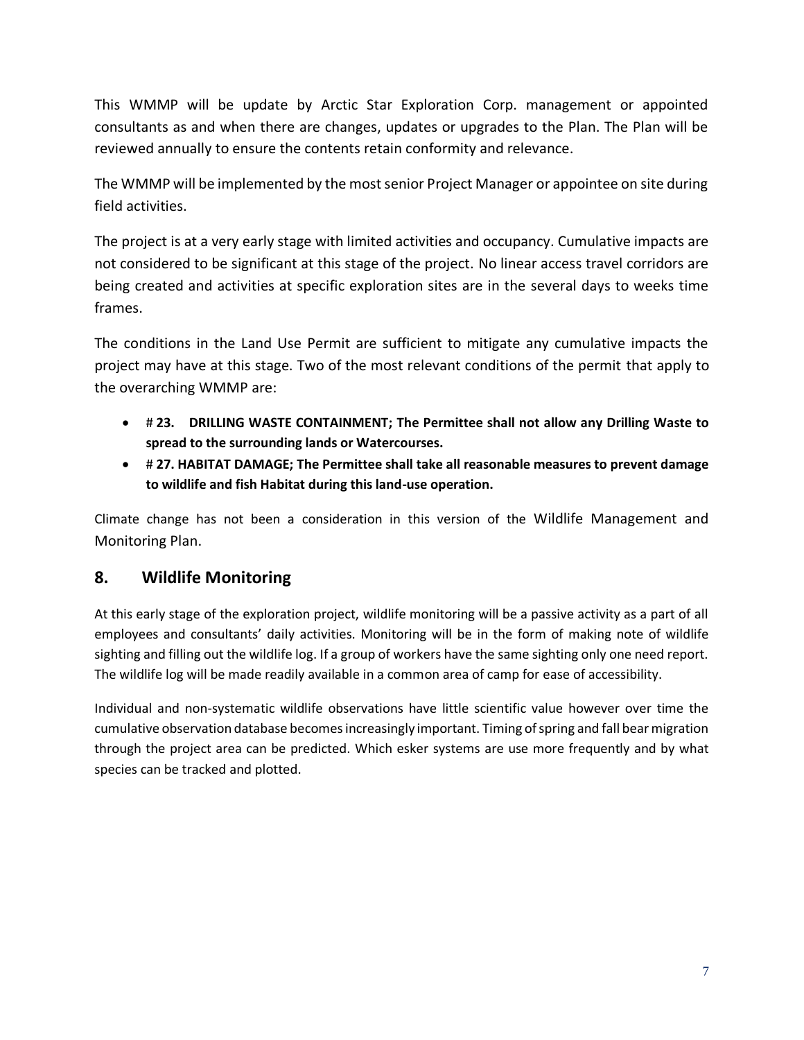This WMMP will be update by Arctic Star Exploration Corp. management or appointed consultants as and when there are changes, updates or upgrades to the Plan. The Plan will be reviewed annually to ensure the contents retain conformity and relevance.

The WMMP will be implemented by the most senior Project Manager or appointee on site during field activities.

The project is at a very early stage with limited activities and occupancy. Cumulative impacts are not considered to be significant at this stage of the project. No linear access travel corridors are being created and activities at specific exploration sites are in the several days to weeks time frames.

The conditions in the Land Use Permit are sufficient to mitigate any cumulative impacts the project may have at this stage. Two of the most relevant conditions of the permit that apply to the overarching WMMP are:

- # **23. DRILLING WASTE CONTAINMENT; The Permittee shall not allow any Drilling Waste to spread to the surrounding lands or Watercourses.**
- # **27. HABITAT DAMAGE; The Permittee shall take all reasonable measures to prevent damage to wildlife and fish Habitat during this land-use operation.**

Climate change has not been a consideration in this version of the Wildlife Management and Monitoring Plan.

## 8. Wildlife Monitoring

At this early stage of the exploration project, wildlife monitoring will be a passive activity as a part of all employees and consultants' daily activities. Monitoring will be in the form of making note of wildlife sighting and filling out the wildlife log. If a group of workers have the same sighting only one need report. The wildlife log will be made readily available in a common area of camp for ease of accessibility.

Individual and non-systematic wildlife observations have little scientific value however over time the cumulative observation database becomes increasingly important. Timing of spring and fall bear migration through the project area can be predicted. Which esker systems are use more frequently and by what species can be tracked and plotted.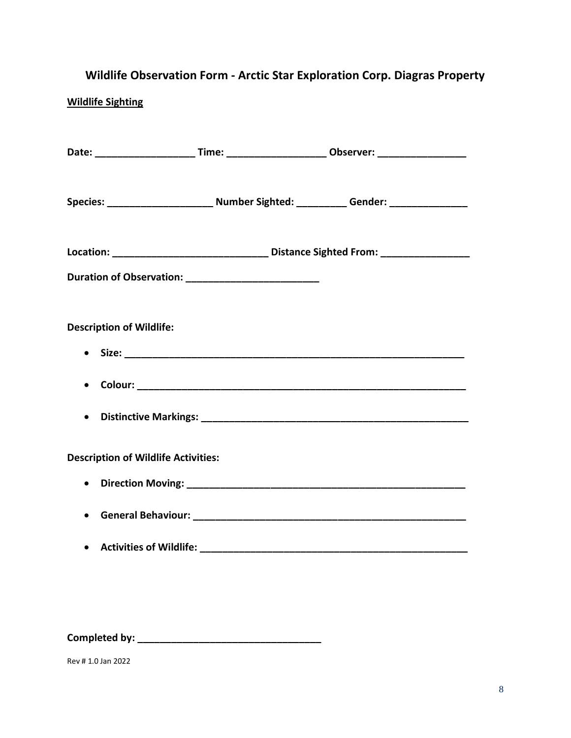## Wildlife Observation Form - Arctic Star Exploration Corp. Diagras Property

**Wildlife Sighting**

**Date: __________________ Time: __________________ Observer: ________________**

**Species: ___________________ Number Sighted: _________ Gender: ______________**

**Location: ____________________________ Distance Sighted From: ________________**

**Duration of Observation: ________________________**

**Description of Wildlife:**

- **Size: ____________________________________________________________**
- **Colour: __________________________________________________________**
- **Distinctive Markings: _______________________________________________**

**Description of Wildlife Activities:**

- **Direction Moving: _________________________________________________**
- **General Behaviour: ________________________________________________**
- **Activities of Wildlife: _______________________________________________**

**Completed by: _________________________________**

Rev # 1.0 Jan 2022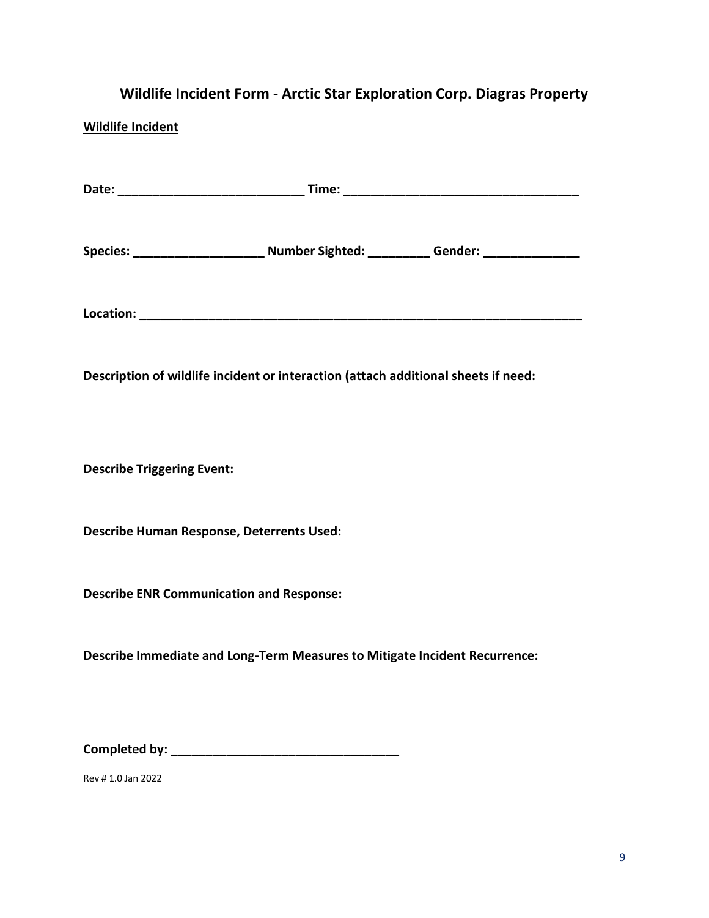# Wildlife Incident Form - Arctic Star Exploration Corp. Diagras Property

**Wildlife Incident**

**Date:** ___________________________ **Time:** __________________________________

**Species:** ___________________ **Number Sighted:** _________ **Gender:** ______________

**Location:** ___________________________________________________________________

**Description of wildlife incident or interaction (attach additional sheets if need:**

**Describe Triggering Event:**

**Describe Human Response, Deterrents Used:**

**Describe ENR Communication and Response:**

**Describe Immediate and Long-Term Measures to Mitigate Incident Recurrence:**

**Completed by:** _________________________________

Rev # 1.0 Jan 2022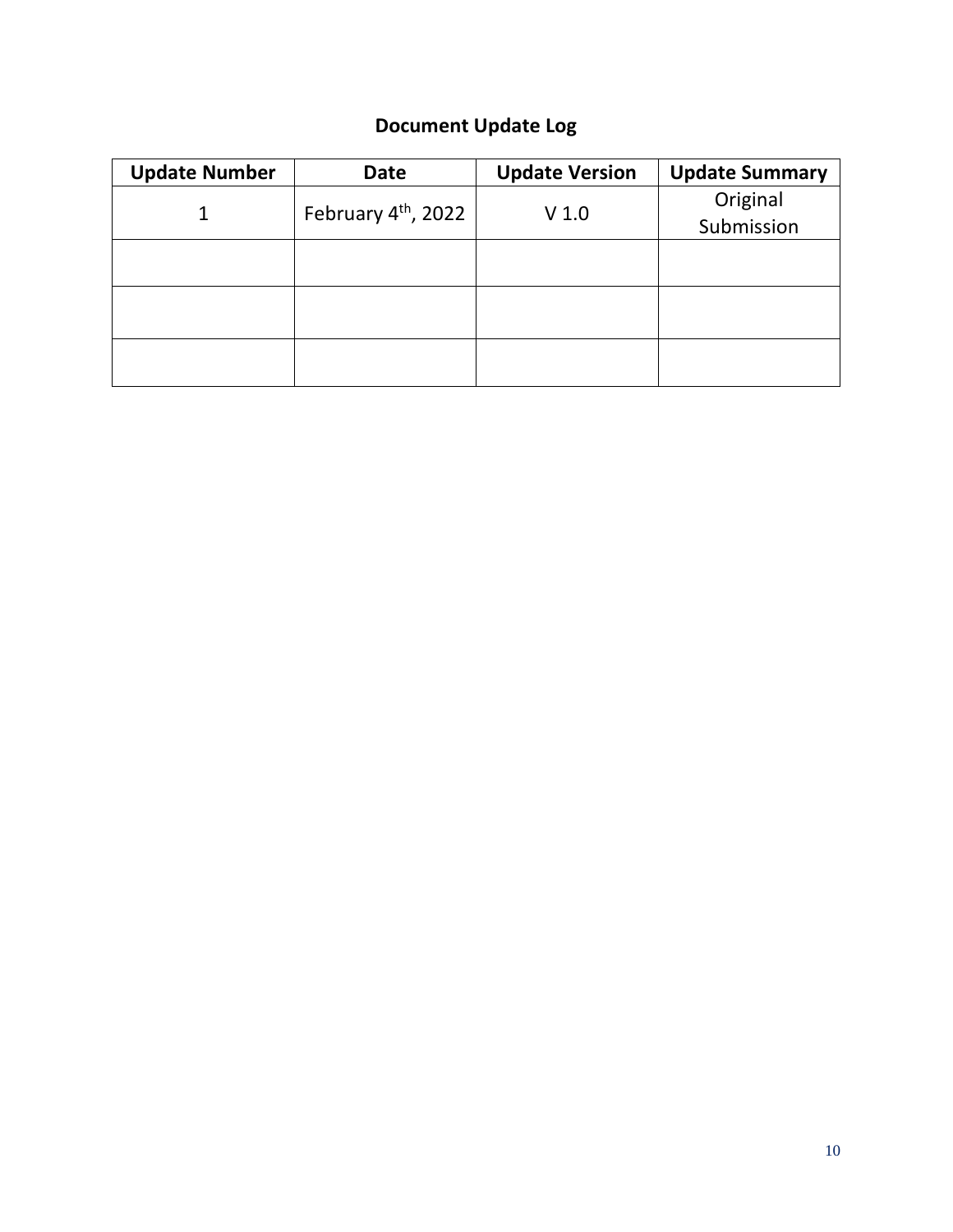## Document Update Log

| Update Number | Date | Update Version | Update Summary |
| --- | --- | --- | --- |
| 1 | February 4th, 2022 | V 1.0 | Original Submission |
| | | | |
| | | | |
| | | | |